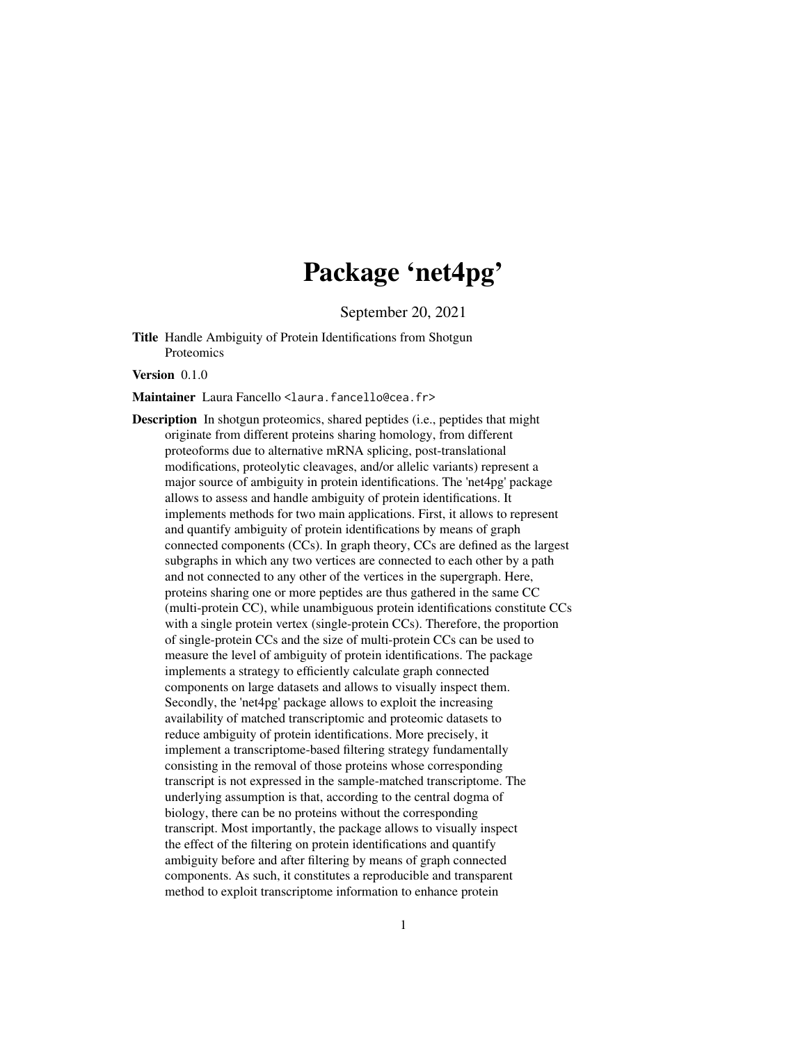# Package 'net4pg'

September 20, 2021

**Title** Handle Ambiguity of Protein Identifications from Shotgun Proteomics

**Version** 0.1.0

**Maintainer** Laura Fancello <laura.fancello@cea.fr>

**Description** In shotgun proteomics, shared peptides (i.e., peptides that might originate from different proteins sharing homology, from different proteoforms due to alternative mRNA splicing, post-translational modifications, proteolytic cleavages, and/or allelic variants) represent a major source of ambiguity in protein identifications. The 'net4pg' package allows to assess and handle ambiguity of protein identifications. It implements methods for two main applications. First, it allows to represent and quantify ambiguity of protein identifications by means of graph connected components (CCs). In graph theory, CCs are defined as the largest subgraphs in which any two vertices are connected to each other by a path and not connected to any other of the vertices in the supergraph. Here, proteins sharing one or more peptides are thus gathered in the same CC (multi-protein CC), while unambiguous protein identifications constitute CCs with a single protein vertex (single-protein CCs). Therefore, the proportion of single-protein CCs and the size of multi-protein CCs can be used to measure the level of ambiguity of protein identifications. The package implements a strategy to efficiently calculate graph connected components on large datasets and allows to visually inspect them. Secondly, the 'net4pg' package allows to exploit the increasing availability of matched transcriptomic and proteomic datasets to reduce ambiguity of protein identifications. More precisely, it implement a transcriptome-based filtering strategy fundamentally consisting in the removal of those proteins whose corresponding transcript is not expressed in the sample-matched transcriptome. The underlying assumption is that, according to the central dogma of biology, there can be no proteins without the corresponding transcript. Most importantly, the package allows to visually inspect the effect of the filtering on protein identifications and quantify ambiguity before and after filtering by means of graph connected components. As such, it constitutes a reproducible and transparent method to exploit transcriptome information to enhance protein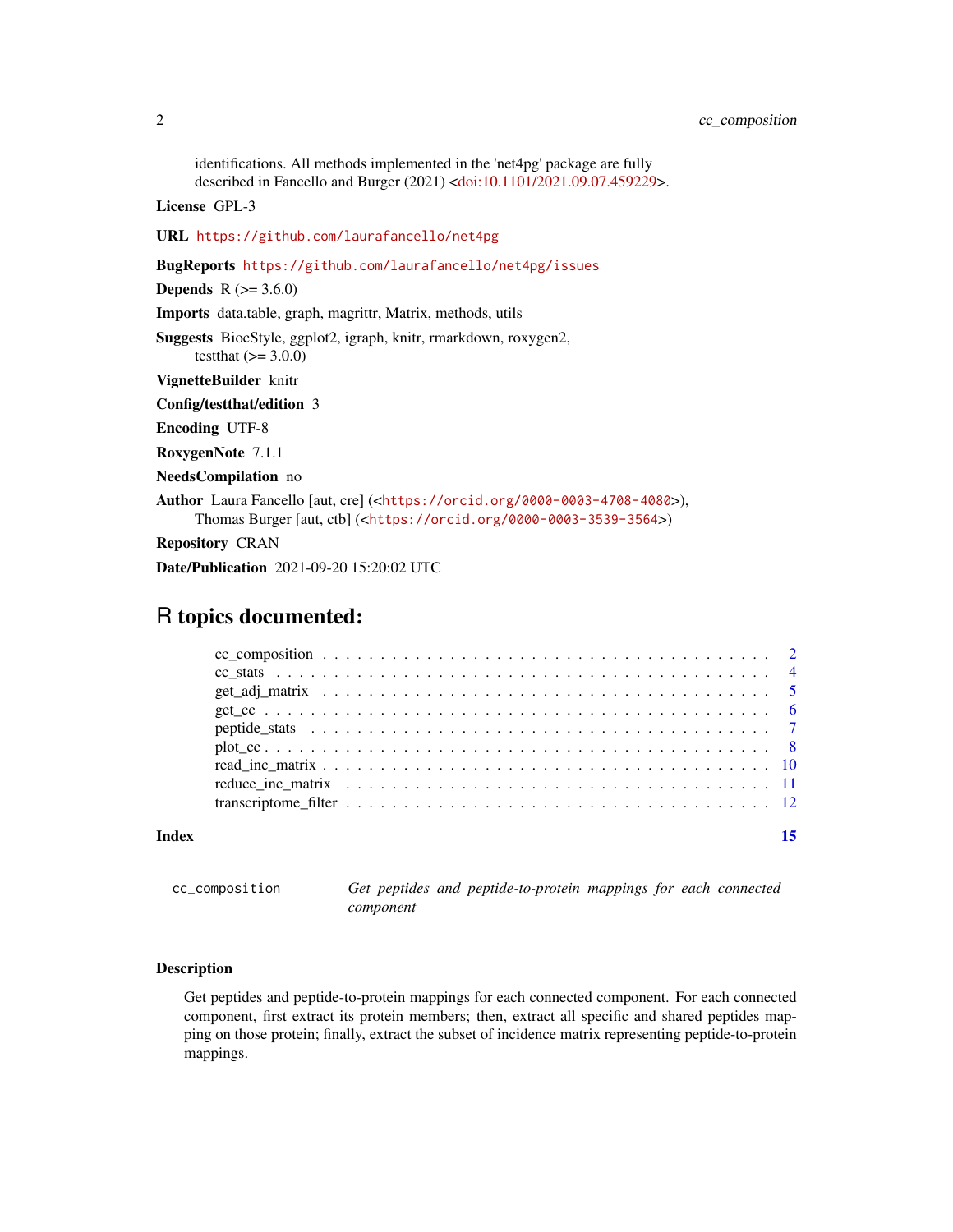identifications. All methods implemented in the 'net4pg' package are fully described in Fancello and Burger (2021) <doi:10.1101/2021.09.07.459229>.

**License** GPL-3

**URL** https://github.com/laurafancello/net4pg

**BugReports** https://github.com/laurafancello/net4pg/issues

**Depends** R (>= 3.6.0)

**Imports** data.table, graph, magrittr, Matrix, methods, utils

**Suggests** BiocStyle, ggplot2, igraph, knitr, rmarkdown, roxygen2, testthat (>= 3.0.0)

**VignetteBuilder** knitr

**Config/testthat/edition** 3

**Encoding** UTF-8

**RoxygenNote** 7.1.1

**NeedsCompilation** no

**Author** Laura Fancello [aut, cre] (<https://orcid.org/0000-0003-4708-4080>), Thomas Burger [aut, ctb] (<https://orcid.org/0000-0003-3539-3564>)

**Repository** CRAN

**Date/Publication** 2021-09-20 15:20:02 UTC

# R topics documented:

- cc_composition . . . . . . . . . . 2
- cc_stats . . . . . . . . . . 4
- get_adj_matrix . . . . . . . . . . 5
- get_cc . . . . . . . . . . 6
- peptide_stats . . . . . . . . . . 7
- plot_cc . . . . . . . . . . 8
- read_inc_matrix . . . . . . . . . . 10
- reduce_inc_matrix . . . . . . . . . . 11
- transcriptome_filter . . . . . . . . . . 12

**Index** 15

---

`cc_composition` *Get peptides and peptide-to-protein mappings for each connected component*

---

### Description

Get peptides and peptide-to-protein mappings for each connected component. For each connected component, first extract its protein members; then, extract all specific and shared peptides mapping on those protein; finally, extract the subset of incidence matrix representing peptide-to-protein mappings.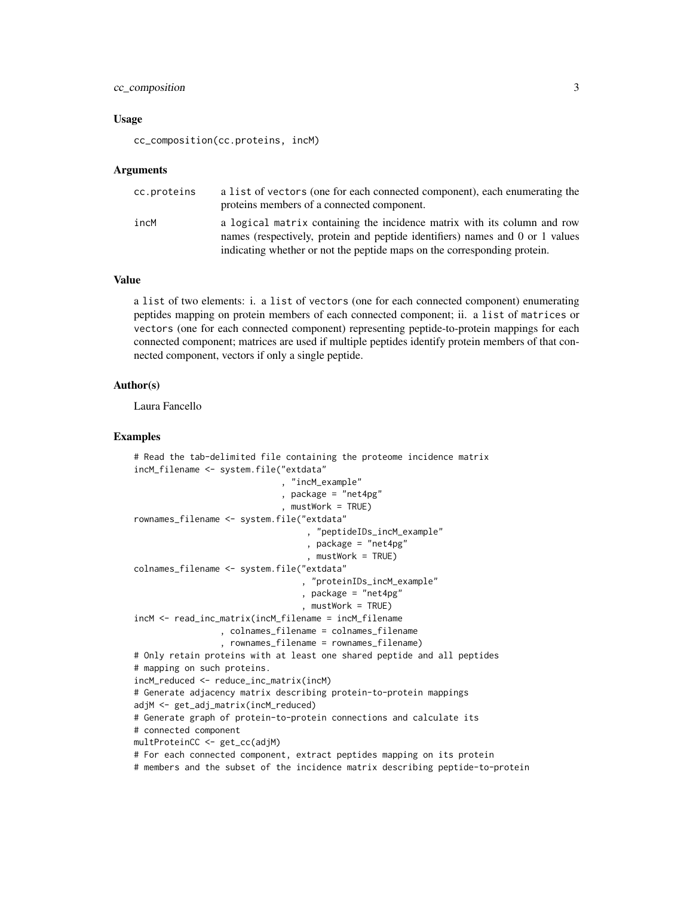### Usage

```
cc_composition(cc.proteins, incM)
```

### Arguments

| | |
|---|---|
| cc.proteins | a list of vectors (one for each connected component), each enumerating the proteins members of a connected component. |
| incM | a logical matrix containing the incidence matrix with its column and row names (respectively, protein and peptide identifiers) names and 0 or 1 values indicating whether or not the peptide maps on the corresponding protein. |

### Value

a list of two elements: i. a list of vectors (one for each connected component) enumerating peptides mapping on protein members of each connected component; ii. a list of matrices or vectors (one for each connected component) representing peptide-to-protein mappings for each connected component; matrices are used if multiple peptides identify protein members of that connected component, vectors if only a single peptide.

### Author(s)

Laura Fancello

### Examples

```
# Read the tab-delimited file containing the proteome incidence matrix
incM_filename <- system.file("extdata"
                             , "incM_example"
                             , package = "net4pg"
                             , mustWork = TRUE)
rownames_filename <- system.file("extdata"
                                 , "peptideIDs_incM_example"
                                 , package = "net4pg"
                                 , mustWork = TRUE)
colnames_filename <- system.file("extdata"
                                , "proteinIDs_incM_example"
                                , package = "net4pg"
                                , mustWork = TRUE)
incM <- read_inc_matrix(incM_filename = incM_filename
                , colnames_filename = colnames_filename
                , rownames_filename = rownames_filename)
# Only retain proteins with at least one shared peptide and all peptides
# mapping on such proteins.
incM_reduced <- reduce_inc_matrix(incM)
# Generate adjacency matrix describing protein-to-protein mappings
adjM <- get_adj_matrix(incM_reduced)
# Generate graph of protein-to-protein connections and calculate its
# connected component
multProteinCC <- get_cc(adjM)
# For each connected component, extract peptides mapping on its protein
# members and the subset of the incidence matrix describing peptide-to-protein
```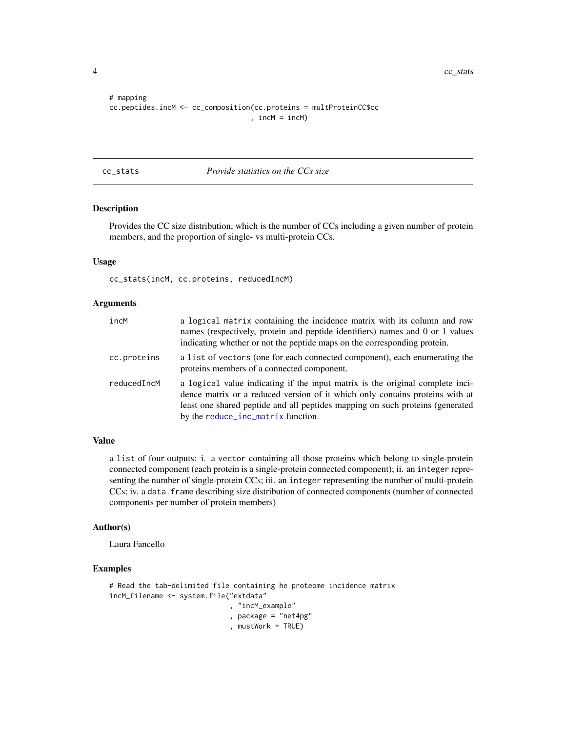```
# mapping
cc.peptides.incM <- cc_composition(cc.proteins = multProteinCC$cc
                                   , incM = incM)
```

## cc_stats — *Provide statistics on the CCs size*

### Description

Provides the CC size distribution, which is the number of CCs including a given number of protein members, and the proportion of single- vs multi-protein CCs.

### Usage

```
cc_stats(incM, cc.proteins, reducedIncM)
```

### Arguments

| | |
|---|---|
| incM | a logical matrix containing the incidence matrix with its column and row names (respectively, protein and peptide identifiers) names and 0 or 1 values indicating whether or not the peptide maps on the corresponding protein. |
| cc.proteins | a list of vectors (one for each connected component), each enumerating the proteins members of a connected component. |
| reducedIncM | a logical value indicating if the input matrix is the original complete incidence matrix or a reduced version of it which only contains proteins with at least one shared peptide and all peptides mapping on such proteins (generated by the reduce_inc_matrix function. |

### Value

a list of four outputs: i. a vector containing all those proteins which belong to single-protein connected component (each protein is a single-protein connected component); ii. an integer representing the number of single-protein CCs; iii. an integer representing the number of multi-protein CCs; iv. a data.frame describing size distribution of connected components (number of connected components per number of protein members)

### Author(s)

Laura Fancello

### Examples

```
# Read the tab-delimited file containing he proteome incidence matrix
incM_filename <- system.file("extdata"
                             , "incM_example"
                             , package = "net4pg"
                             , mustWork = TRUE)
```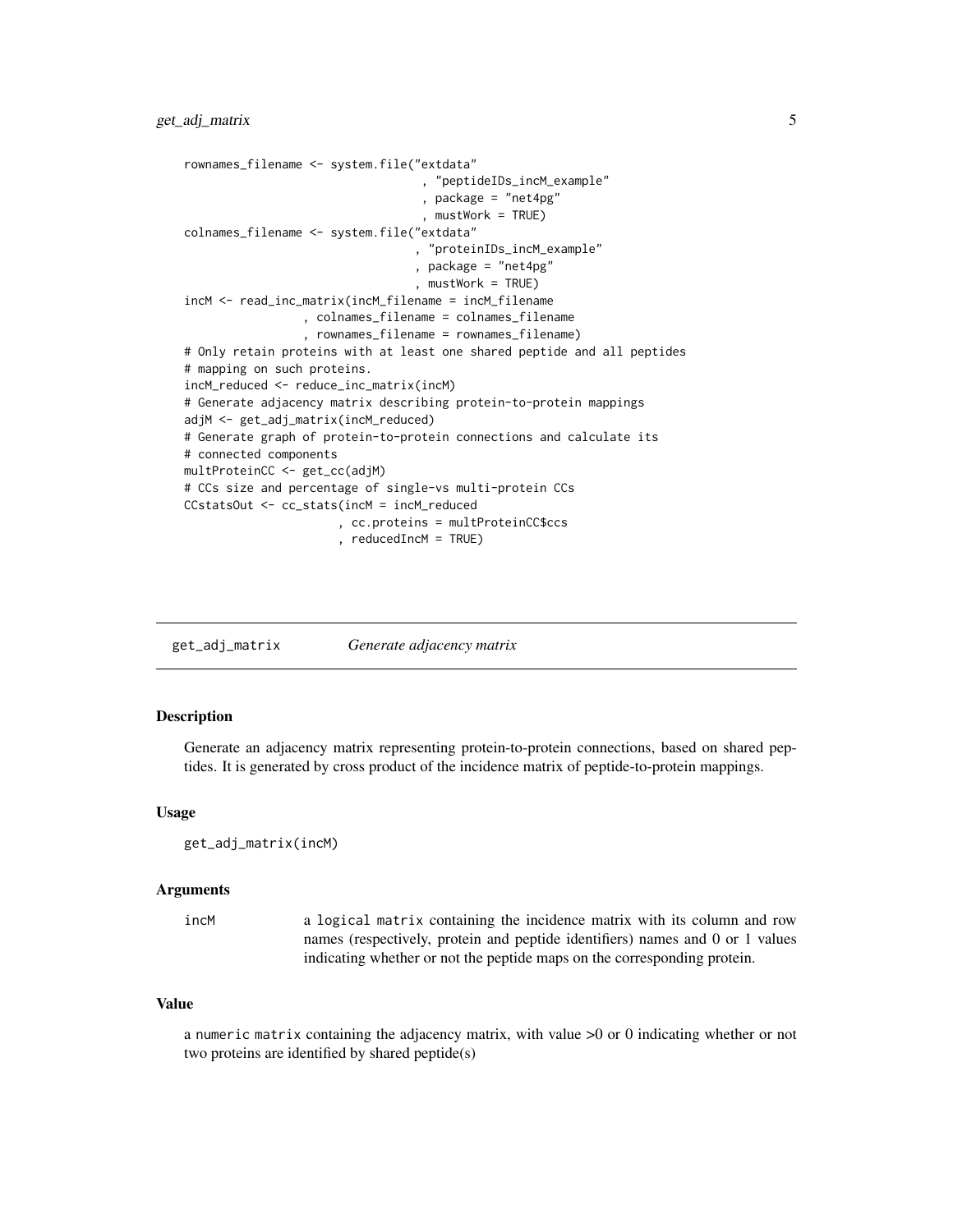```
rownames_filename <- system.file("extdata"
                                 , "peptideIDs_incM_example"
                                 , package = "net4pg"
                                 , mustWork = TRUE)
colnames_filename <- system.file("extdata"
                                , "proteinIDs_incM_example"
                                , package = "net4pg"
                                , mustWork = TRUE)
incM <- read_inc_matrix(incM_filename = incM_filename
                 , colnames_filename = colnames_filename
                 , rownames_filename = rownames_filename)
# Only retain proteins with at least one shared peptide and all peptides
# mapping on such proteins.
incM_reduced <- reduce_inc_matrix(incM)
# Generate adjacency matrix describing protein-to-protein mappings
adjM <- get_adj_matrix(incM_reduced)
# Generate graph of protein-to-protein connections and calculate its
# connected components
multProteinCC <- get_cc(adjM)
# CCs size and percentage of single-vs multi-protein CCs
CCstatsOut <- cc_stats(incM = incM_reduced
                     , cc.proteins = multProteinCC$ccs
                     , reducedIncM = TRUE)
```

## get_adj_matrix *Generate adjacency matrix*

### Description

Generate an adjacency matrix representing protein-to-protein connections, based on shared peptides. It is generated by cross product of the incidence matrix of peptide-to-protein mappings.

### Usage

```
get_adj_matrix(incM)
```

### Arguments

| | |
|---|---|
| incM | a logical matrix containing the incidence matrix with its column and row names (respectively, protein and peptide identifiers) names and 0 or 1 values indicating whether or not the peptide maps on the corresponding protein. |

### Value

a numeric matrix containing the adjacency matrix, with value >0 or 0 indicating whether or not two proteins are identified by shared peptide(s)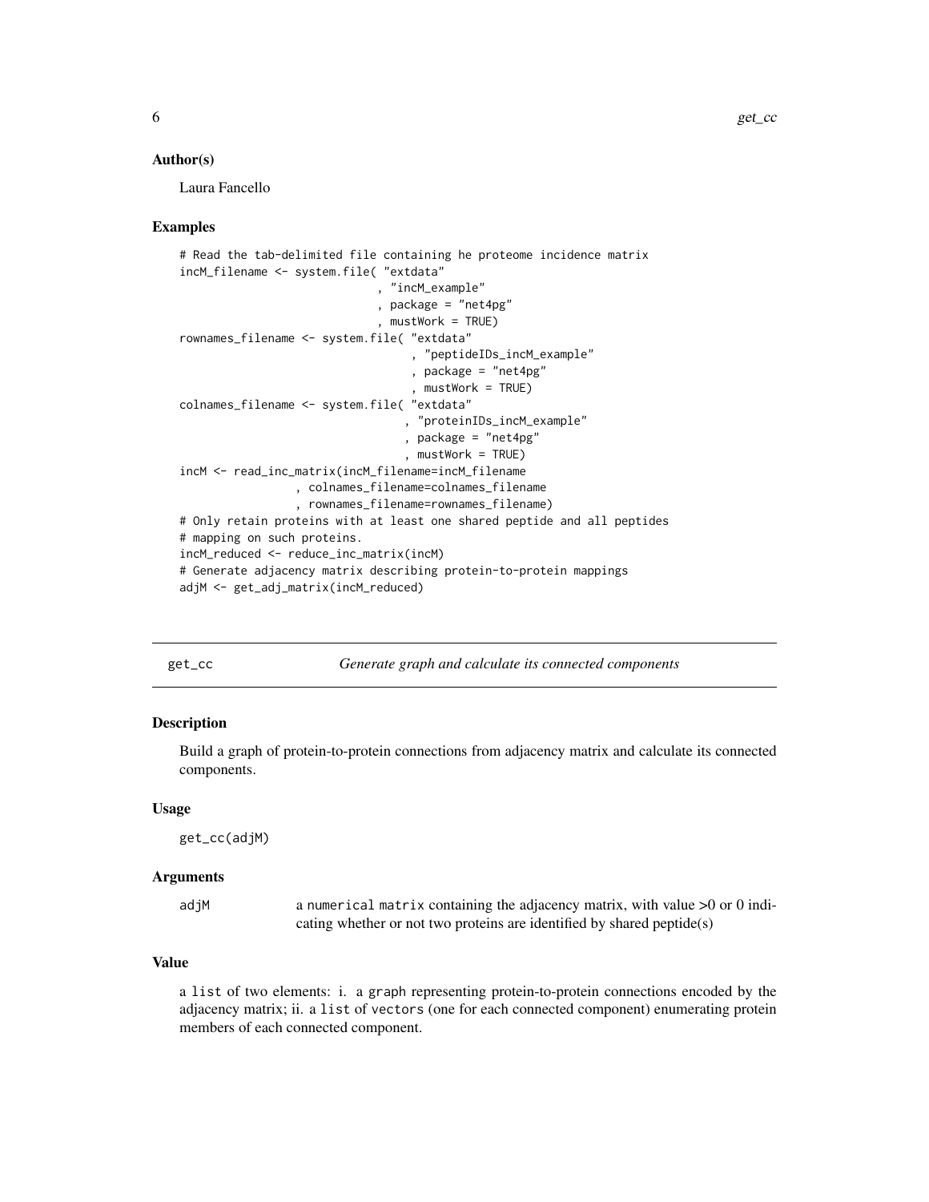### Author(s)

Laura Fancello

### Examples

```
# Read the tab-delimited file containing he proteome incidence matrix
incM_filename <- system.file( "extdata"
                            , "incM_example"
                            , package = "net4pg"
                            , mustWork = TRUE)
rownames_filename <- system.file( "extdata"
                                , "peptideIDs_incM_example"
                                , package = "net4pg"
                                , mustWork = TRUE)
colnames_filename <- system.file( "extdata"
                                , "proteinIDs_incM_example"
                                , package = "net4pg"
                                , mustWork = TRUE)
incM <- read_inc_matrix(incM_filename=incM_filename
                 , colnames_filename=colnames_filename
                 , rownames_filename=rownames_filename)
# Only retain proteins with at least one shared peptide and all peptides
# mapping on such proteins.
incM_reduced <- reduce_inc_matrix(incM)
# Generate adjacency matrix describing protein-to-protein mappings
adjM <- get_adj_matrix(incM_reduced)
```

## get_cc — *Generate graph and calculate its connected components*

### Description

Build a graph of protein-to-protein connections from adjacency matrix and calculate its connected components.

### Usage

```
get_cc(adjM)
```

### Arguments

| | |
|---|---|
| adjM | a numerical matrix containing the adjacency matrix, with value >0 or 0 indicating whether or not two proteins are identified by shared peptide(s) |

### Value

a list of two elements: i. a graph representing protein-to-protein connections encoded by the adjacency matrix; ii. a list of vectors (one for each connected component) enumerating protein members of each connected component.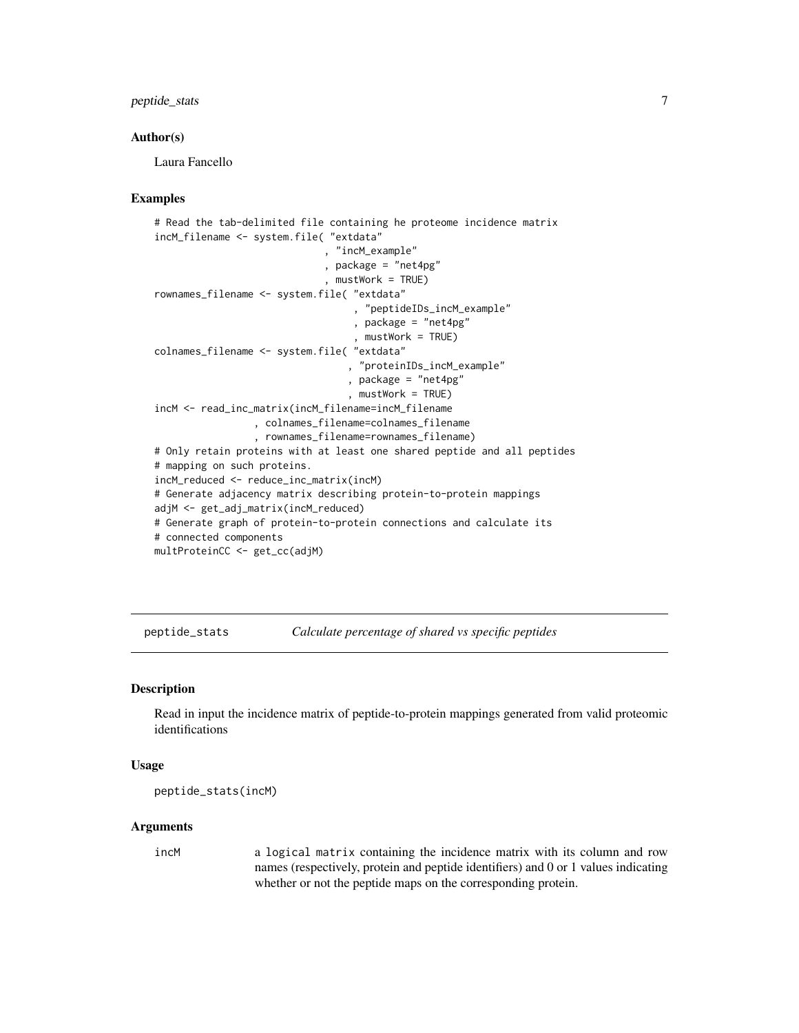### Author(s)

Laura Fancello

### Examples

```
# Read the tab-delimited file containing he proteome incidence matrix
incM_filename <- system.file( "extdata"
                             , "incM_example"
                             , package = "net4pg"
                             , mustWork = TRUE)
rownames_filename <- system.file( "extdata"
                                 , "peptideIDs_incM_example"
                                 , package = "net4pg"
                                 , mustWork = TRUE)
colnames_filename <- system.file( "extdata"
                                 , "proteinIDs_incM_example"
                                 , package = "net4pg"
                                 , mustWork = TRUE)
incM <- read_inc_matrix(incM_filename=incM_filename
                 , colnames_filename=colnames_filename
                 , rownames_filename=rownames_filename)
# Only retain proteins with at least one shared peptide and all peptides
# mapping on such proteins.
incM_reduced <- reduce_inc_matrix(incM)
# Generate adjacency matrix describing protein-to-protein mappings
adjM <- get_adj_matrix(incM_reduced)
# Generate graph of protein-to-protein connections and calculate its
# connected components
multProteinCC <- get_cc(adjM)
```

---

## peptide_stats *Calculate percentage of shared vs specific peptides*

### Description

Read in input the incidence matrix of peptide-to-protein mappings generated from valid proteomic identifications

### Usage

```
peptide_stats(incM)
```

### Arguments

| | |
|---|---|
| incM | a logical matrix containing the incidence matrix with its column and row names (respectively, protein and peptide identifiers) and 0 or 1 values indicating whether or not the peptide maps on the corresponding protein. |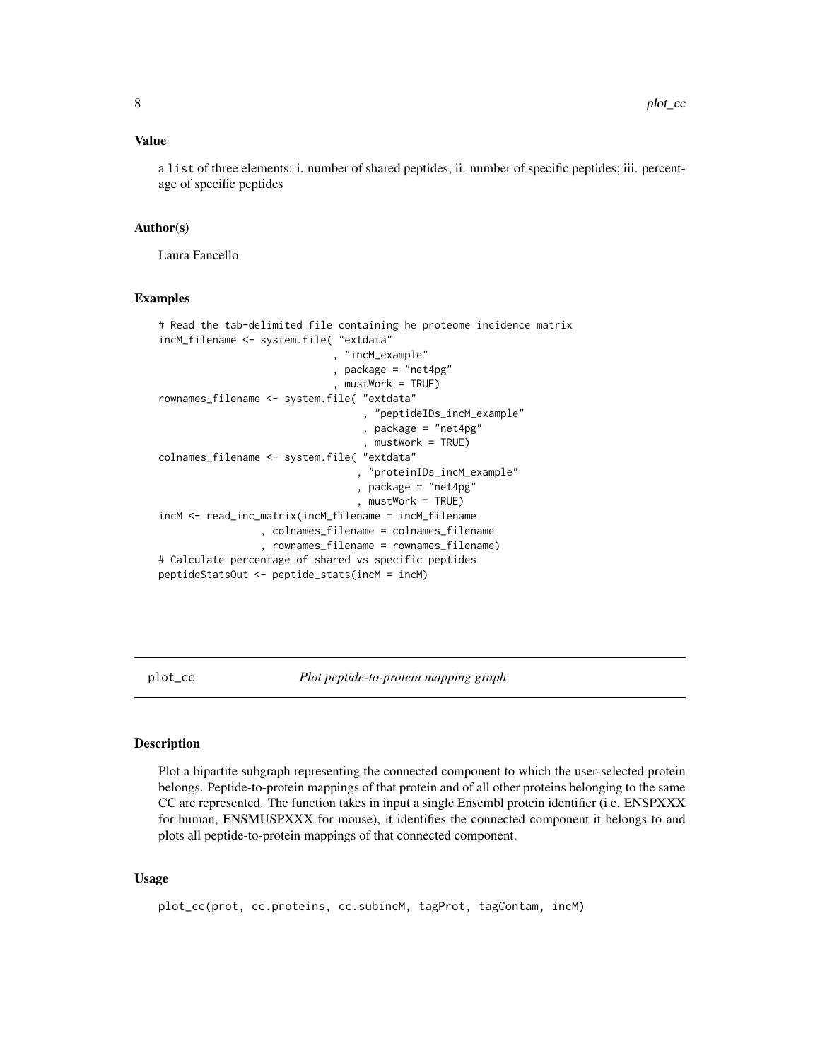## Value

a list of three elements: i. number of shared peptides; ii. number of specific peptides; iii. percentage of specific peptides

## Author(s)

Laura Fancello

## Examples

```
# Read the tab-delimited file containing he proteome incidence matrix
incM_filename <- system.file( "extdata"
                             , "incM_example"
                             , package = "net4pg"
                             , mustWork = TRUE)
rownames_filename <- system.file( "extdata"
                                 , "peptideIDs_incM_example"
                                 , package = "net4pg"
                                 , mustWork = TRUE)
colnames_filename <- system.file( "extdata"
                                , "proteinIDs_incM_example"
                                , package = "net4pg"
                                , mustWork = TRUE)
incM <- read_inc_matrix(incM_filename = incM_filename
                 , colnames_filename = colnames_filename
                 , rownames_filename = rownames_filename)
# Calculate percentage of shared vs specific peptides
peptideStatsOut <- peptide_stats(incM = incM)
```

---

# plot_cc    *Plot peptide-to-protein mapping graph*

## Description

Plot a bipartite subgraph representing the connected component to which the user-selected protein belongs. Peptide-to-protein mappings of that protein and of all other proteins belonging to the same CC are represented. The function takes in input a single Ensembl protein identifier (i.e. ENSPXXX for human, ENSMUSPXXX for mouse), it identifies the connected component it belongs to and plots all peptide-to-protein mappings of that connected component.

## Usage

```
plot_cc(prot, cc.proteins, cc.subincM, tagProt, tagContam, incM)
```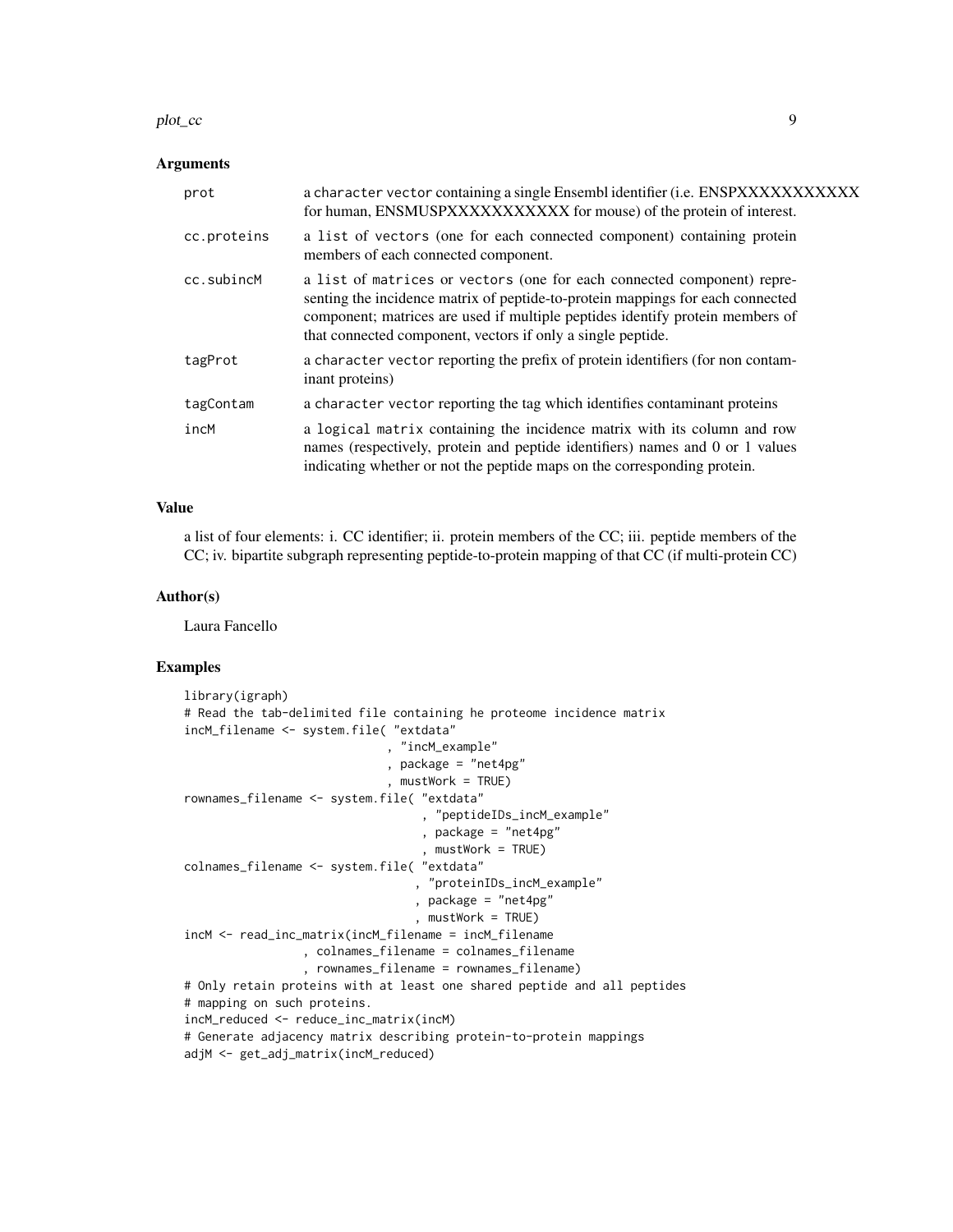## Arguments

| | |
|---|---|
| prot | a character vector containing a single Ensembl identifier (i.e. ENSPXXXXXXXXXXX for human, ENSMUSPXXXXXXXXXXX for mouse) of the protein of interest. |
| cc.proteins | a list of vectors (one for each connected component) containing protein members of each connected component. |
| cc.subincM | a list of matrices or vectors (one for each connected component) representing the incidence matrix of peptide-to-protein mappings for each connected component; matrices are used if multiple peptides identify protein members of that connected component, vectors if only a single peptide. |
| tagProt | a character vector reporting the prefix of protein identifiers (for non contaminant proteins) |
| tagContam | a character vector reporting the tag which identifies contaminant proteins |
| incM | a logical matrix containing the incidence matrix with its column and row names (respectively, protein and peptide identifiers) names and 0 or 1 values indicating whether or not the peptide maps on the corresponding protein. |

## Value

a list of four elements: i. CC identifier; ii. protein members of the CC; iii. peptide members of the CC; iv. bipartite subgraph representing peptide-to-protein mapping of that CC (if multi-protein CC)

## Author(s)

Laura Fancello

## Examples

```
library(igraph)
# Read the tab-delimited file containing he proteome incidence matrix
incM_filename <- system.file( "extdata"
                              , "incM_example"
                              , package = "net4pg"
                              , mustWork = TRUE)
rownames_filename <- system.file( "extdata"
                                  , "peptideIDs_incM_example"
                                  , package = "net4pg"
                                  , mustWork = TRUE)
colnames_filename <- system.file( "extdata"
                                 , "proteinIDs_incM_example"
                                 , package = "net4pg"
                                 , mustWork = TRUE)
incM <- read_inc_matrix(incM_filename = incM_filename
                 , colnames_filename = colnames_filename
                 , rownames_filename = rownames_filename)
# Only retain proteins with at least one shared peptide and all peptides
# mapping on such proteins.
incM_reduced <- reduce_inc_matrix(incM)
# Generate adjacency matrix describing protein-to-protein mappings
adjM <- get_adj_matrix(incM_reduced)
```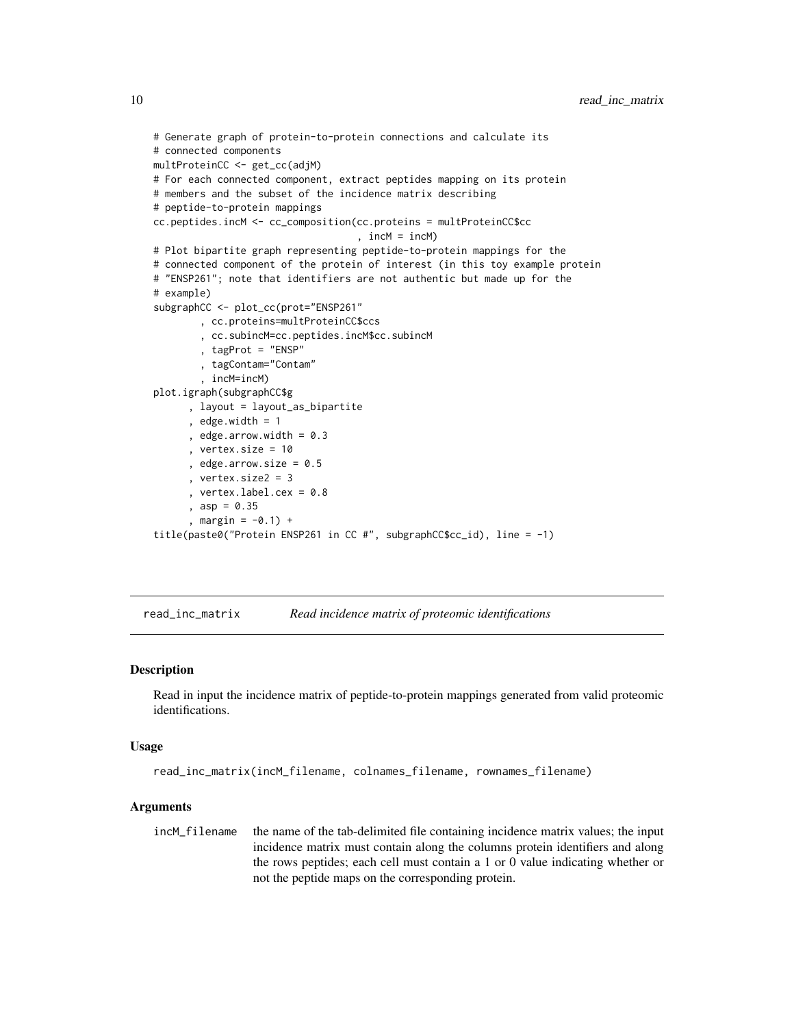```
# Generate graph of protein-to-protein connections and calculate its
# connected components
multProteinCC <- get_cc(adjM)
# For each connected component, extract peptides mapping on its protein
# members and the subset of the incidence matrix describing
# peptide-to-protein mappings
cc.peptides.incM <- cc_composition(cc.proteins = multProteinCC$cc
                                   , incM = incM)
# Plot bipartite graph representing peptide-to-protein mappings for the
# connected component of the protein of interest (in this toy example protein
# "ENSP261"; note that identifiers are not authentic but made up for the
# example)
subgraphCC <- plot_cc(prot="ENSP261"
        , cc.proteins=multProteinCC$ccs
        , cc.subincM=cc.peptides.incM$cc.subincM
        , tagProt = "ENSP"
        , tagContam="Contam"
        , incM=incM)
plot.igraph(subgraphCC$g
      , layout = layout_as_bipartite
      , edge.width = 1
      , edge.arrow.width = 0.3
      , vertex.size = 10
      , edge.arrow.size = 0.5
      , vertex.size2 = 3
      , vertex.label.cex = 0.8
      , asp = 0.35
      , margin = -0.1) +
title(paste0("Protein ENSP261 in CC #", subgraphCC$cc_id), line = -1)
```

## read_inc_matrix — *Read incidence matrix of proteomic identifications*

### Description

Read in input the incidence matrix of peptide-to-protein mappings generated from valid proteomic identifications.

### Usage

```
read_inc_matrix(incM_filename, colnames_filename, rownames_filename)
```

### Arguments

`incM_filename` the name of the tab-delimited file containing incidence matrix values; the input incidence matrix must contain along the columns protein identifiers and along the rows peptides; each cell must contain a 1 or 0 value indicating whether or not the peptide maps on the corresponding protein.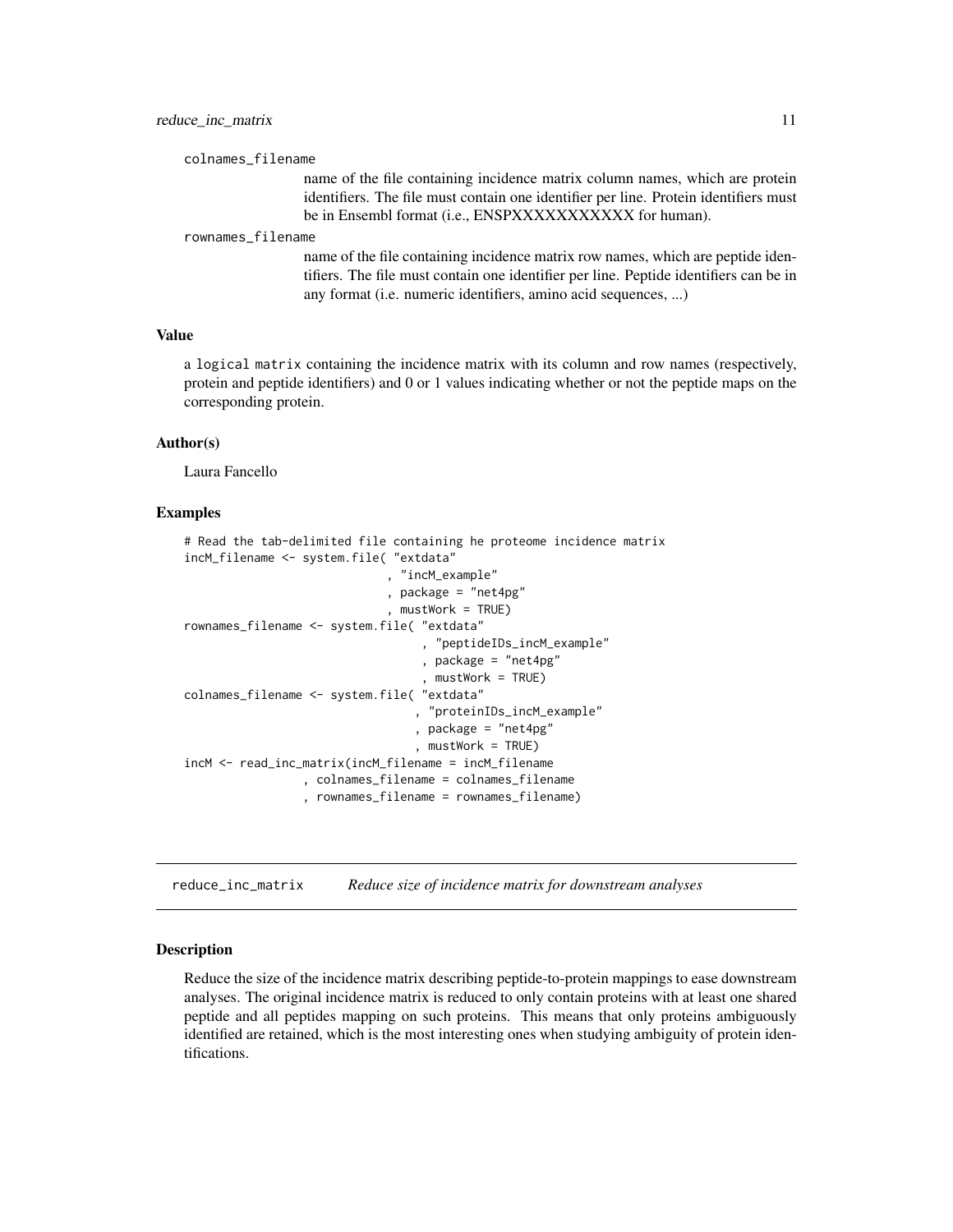colnames_filename

name of the file containing incidence matrix column names, which are protein identifiers. The file must contain one identifier per line. Protein identifiers must be in Ensembl format (i.e., ENSPXXXXXXXXXXX for human).

rownames_filename

name of the file containing incidence matrix row names, which are peptide identifiers. The file must contain one identifier per line. Peptide identifiers can be in any format (i.e. numeric identifiers, amino acid sequences, ...)

### Value

a logical matrix containing the incidence matrix with its column and row names (respectively, protein and peptide identifiers) and 0 or 1 values indicating whether or not the peptide maps on the corresponding protein.

### Author(s)

Laura Fancello

### Examples

```
# Read the tab-delimited file containing he proteome incidence matrix
incM_filename <- system.file( "extdata"
                            , "incM_example"
                            , package = "net4pg"
                            , mustWork = TRUE)
rownames_filename <- system.file( "extdata"
                                , "peptideIDs_incM_example"
                                , package = "net4pg"
                                , mustWork = TRUE)
colnames_filename <- system.file( "extdata"
                                , "proteinIDs_incM_example"
                                , package = "net4pg"
                                , mustWork = TRUE)
incM <- read_inc_matrix(incM_filename = incM_filename
                , colnames_filename = colnames_filename
                , rownames_filename = rownames_filename)
```

---

## reduce_inc_matrix *Reduce size of incidence matrix for downstream analyses*

### Description

Reduce the size of the incidence matrix describing peptide-to-protein mappings to ease downstream analyses. The original incidence matrix is reduced to only contain proteins with at least one shared peptide and all peptides mapping on such proteins. This means that only proteins ambiguously identified are retained, which is the most interesting ones when studying ambiguity of protein identifications.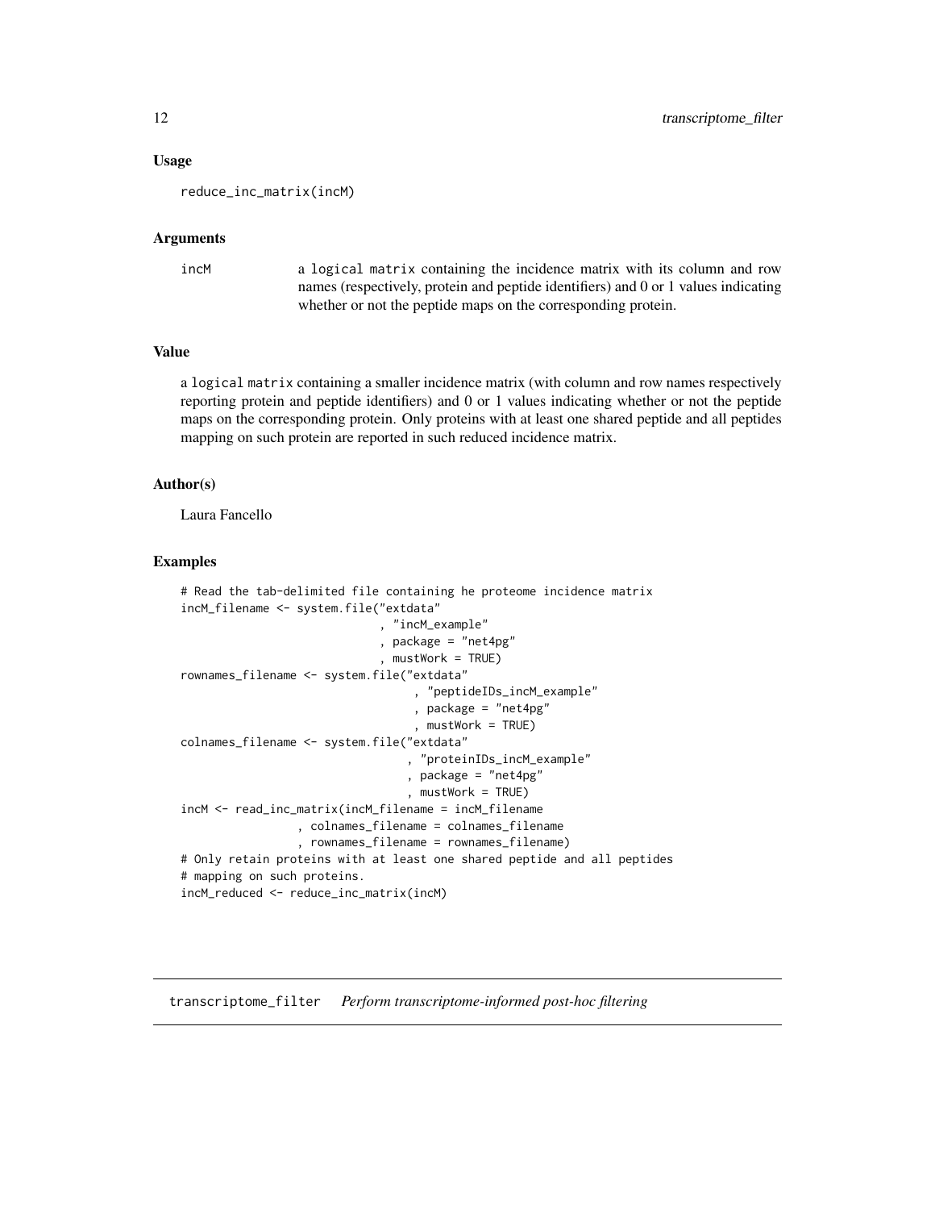### Usage

```
reduce_inc_matrix(incM)
```

### Arguments

| | |
|---|---|
| incM | a logical matrix containing the incidence matrix with its column and row names (respectively, protein and peptide identifiers) and 0 or 1 values indicating whether or not the peptide maps on the corresponding protein. |

### Value

a logical matrix containing a smaller incidence matrix (with column and row names respectively reporting protein and peptide identifiers) and 0 or 1 values indicating whether or not the peptide maps on the corresponding protein. Only proteins with at least one shared peptide and all peptides mapping on such protein are reported in such reduced incidence matrix.

### Author(s)

Laura Fancello

### Examples

```
# Read the tab-delimited file containing he proteome incidence matrix
incM_filename <- system.file("extdata"
                             , "incM_example"
                             , package = "net4pg"
                             , mustWork = TRUE)
rownames_filename <- system.file("extdata"
                                 , "peptideIDs_incM_example"
                                 , package = "net4pg"
                                 , mustWork = TRUE)
colnames_filename <- system.file("extdata"
                                , "proteinIDs_incM_example"
                                , package = "net4pg"
                                , mustWork = TRUE)
incM <- read_inc_matrix(incM_filename = incM_filename
                , colnames_filename = colnames_filename
                , rownames_filename = rownames_filename)
# Only retain proteins with at least one shared peptide and all peptides
# mapping on such proteins.
incM_reduced <- reduce_inc_matrix(incM)
```

## transcriptome_filter    *Perform transcriptome-informed post-hoc filtering*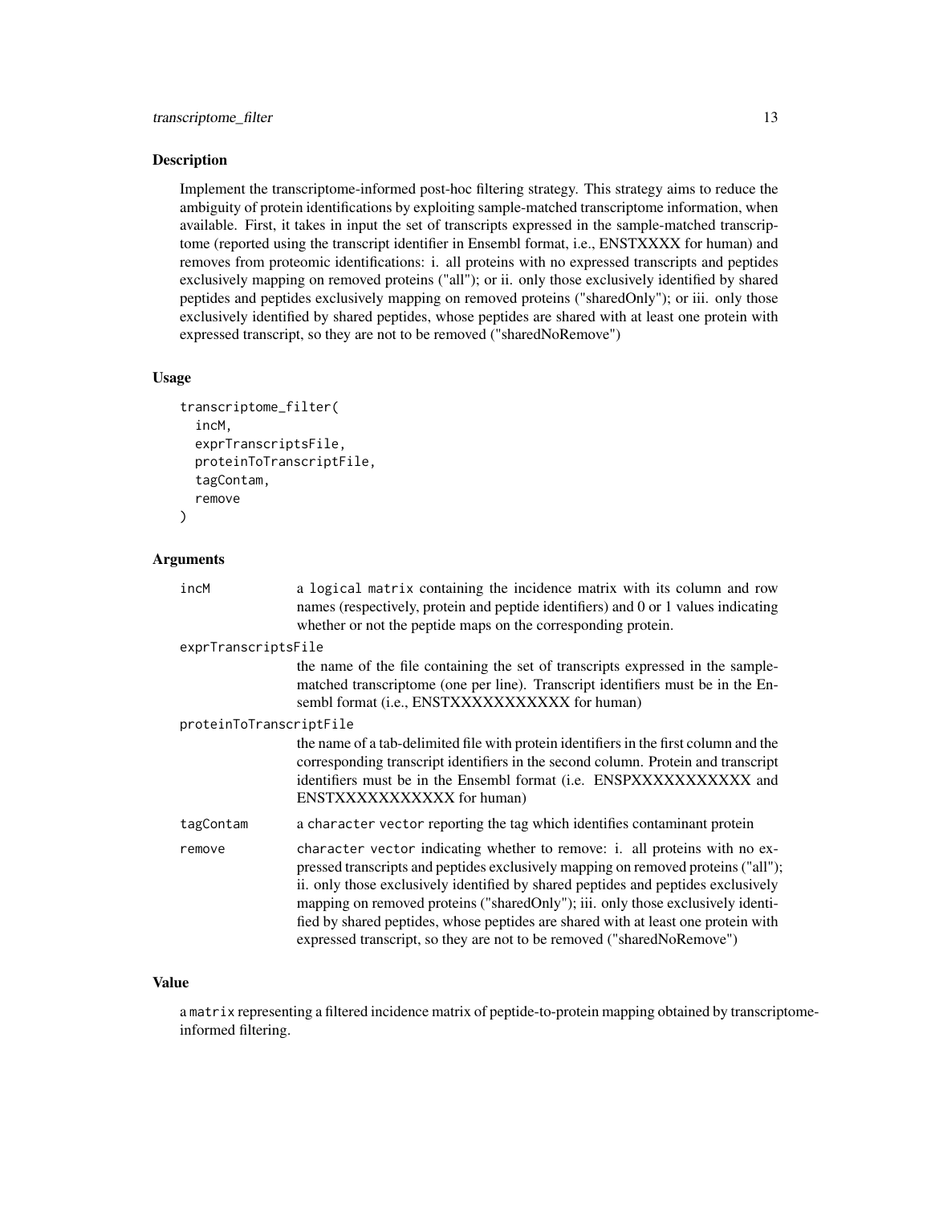## Description

Implement the transcriptome-informed post-hoc filtering strategy. This strategy aims to reduce the ambiguity of protein identifications by exploiting sample-matched transcriptome information, when available. First, it takes in input the set of transcripts expressed in the sample-matched transcriptome (reported using the transcript identifier in Ensembl format, i.e., ENSTXXXX for human) and removes from proteomic identifications: i. all proteins with no expressed transcripts and peptides exclusively mapping on removed proteins ("all"); or ii. only those exclusively identified by shared peptides and peptides exclusively mapping on removed proteins ("sharedOnly"); or iii. only those exclusively identified by shared peptides, whose peptides are shared with at least one protein with expressed transcript, so they are not to be removed ("sharedNoRemove")

## Usage

```
transcriptome_filter(
  incM,
  exprTranscriptsFile,
  proteinToTranscriptFile,
  tagContam,
  remove
)
```

## Arguments

| | |
|---|---|
| `incM` | a logical matrix containing the incidence matrix with its column and row names (respectively, protein and peptide identifiers) and 0 or 1 values indicating whether or not the peptide maps on the corresponding protein. |
| `exprTranscriptsFile` | the name of the file containing the set of transcripts expressed in the sample-matched transcriptome (one per line). Transcript identifiers must be in the Ensembl format (i.e., ENSTXXXXXXXXXXX for human) |
| `proteinToTranscriptFile` | the name of a tab-delimited file with protein identifiers in the first column and the corresponding transcript identifiers in the second column. Protein and transcript identifiers must be in the Ensembl format (i.e. ENSPXXXXXXXXXXX and ENSTXXXXXXXXXXX for human) |
| `tagContam` | a `character vector` reporting the tag which identifies contaminant protein |
| `remove` | `character vector` indicating whether to remove: i. all proteins with no expressed transcripts and peptides exclusively mapping on removed proteins ("all"); ii. only those exclusively identified by shared peptides and peptides exclusively mapping on removed proteins ("sharedOnly"); iii. only those exclusively identified by shared peptides, whose peptides are shared with at least one protein with expressed transcript, so they are not to be removed ("sharedNoRemove") |

## Value

a `matrix` representing a filtered incidence matrix of peptide-to-protein mapping obtained by transcriptome-informed filtering.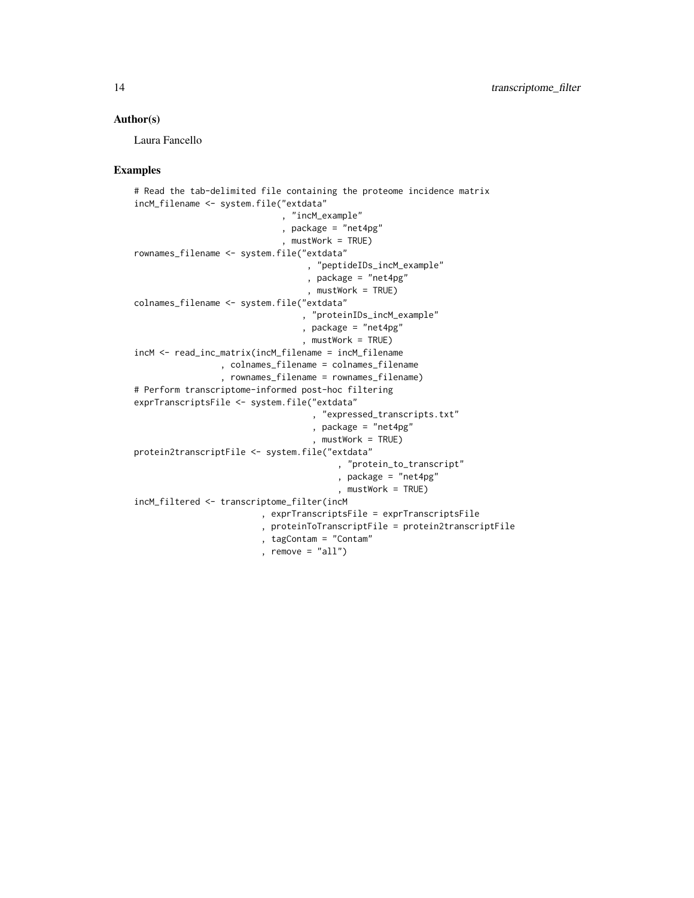## Author(s)

Laura Fancello

## Examples

```
# Read the tab-delimited file containing the proteome incidence matrix
incM_filename <- system.file("extdata"
                             , "incM_example"
                             , package = "net4pg"
                             , mustWork = TRUE)
rownames_filename <- system.file("extdata"
                                 , "peptideIDs_incM_example"
                                 , package = "net4pg"
                                 , mustWork = TRUE)
colnames_filename <- system.file("extdata"
                                , "proteinIDs_incM_example"
                                , package = "net4pg"
                                , mustWork = TRUE)
incM <- read_inc_matrix(incM_filename = incM_filename
                 , colnames_filename = colnames_filename
                 , rownames_filename = rownames_filename)
# Perform transcriptome-informed post-hoc filtering
exprTranscriptsFile <- system.file("extdata"
                                   , "expressed_transcripts.txt"
                                   , package = "net4pg"
                                   , mustWork = TRUE)
protein2transcriptFile <- system.file("extdata"
                                      , "protein_to_transcript"
                                      , package = "net4pg"
                                      , mustWork = TRUE)
incM_filtered <- transcriptome_filter(incM
                         , exprTranscriptsFile = exprTranscriptsFile
                         , proteinToTranscriptFile = protein2transcriptFile
                         , tagContam = "Contam"
                         , remove = "all")
```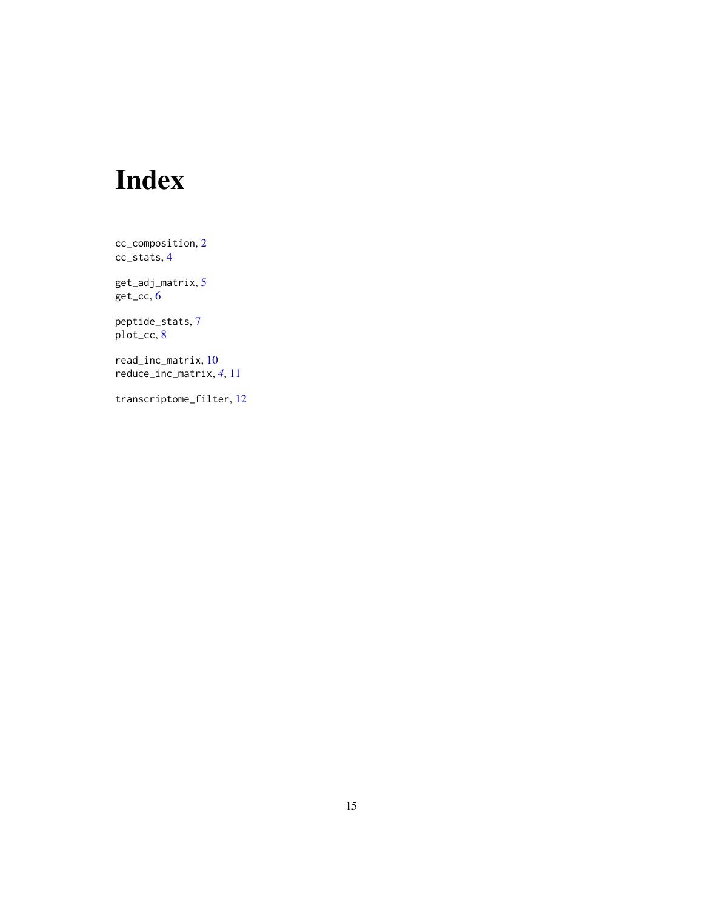# Index

cc_composition, 2
cc_stats, 4

get_adj_matrix, 5
get_cc, 6

peptide_stats, 7
plot_cc, 8

read_inc_matrix, 10
reduce_inc_matrix, *4*, 11

transcriptome_filter, 12